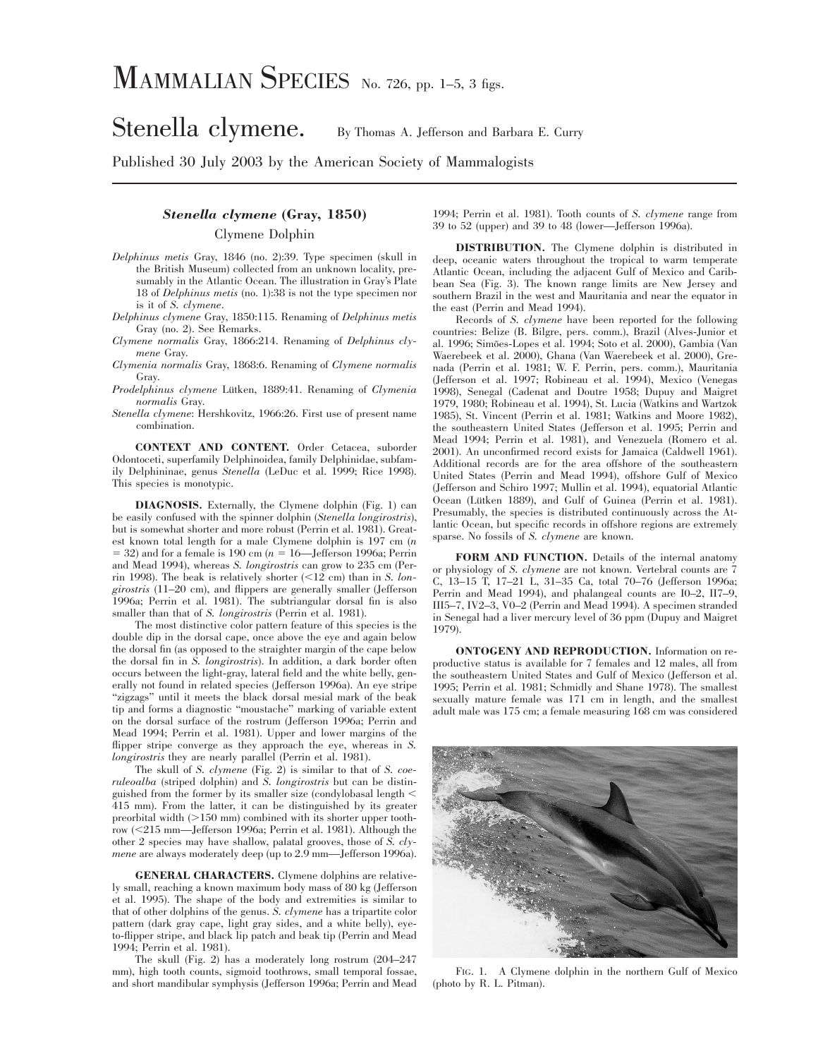# MAMMALIAN SPECIES No. 726, pp. 1–5, 3 figs.

# Stenella clymene. By Thomas A. Jefferson and Barbara E. Curry

Published 30 July 2003 by the American Society of Mammalogists

## *Stenella clymene* (Gray, 1850)

### Clymene Dolphin

*Delphinus metis* Gray, 1846 (no. 2):39. Type specimen (skull in the British Museum) collected from an unknown locality, presumably in the Atlantic Ocean. The illustration in Gray's Plate 18 of *Delphinus metis* (no. 1):38 is not the type specimen nor is it of *S. clymene*.

*Delphinus clymene* Gray, 1850:115. Renaming of *Delphinus metis* Gray (no. 2). See Remarks.

*Clymene normalis* Gray, 1866:214. Renaming of *Delphinus clymene* Gray.

*Clymenia normalis* Gray, 1868:6. Renaming of *Clymene normalis* Gray.

*Prodelphinus clymene* Lütken, 1889:41. Renaming of *Clymenia normalis* Gray.

*Stenella clymene*: Hershkovitz, 1966:26. First use of present name combination.

**CONTEXT AND CONTENT.** Order Cetacea, suborder Odontoceti, superfamily Delphinoidea, family Delphinidae, subfamily Delphininae, genus *Stenella* (LeDuc et al. 1999; Rice 1998). This species is monotypic.

**DIAGNOSIS.** Externally, the Clymene dolphin (Fig. 1) can be easily confused with the spinner dolphin (*Stenella longirostris*), but is somewhat shorter and more robust (Perrin et al. 1981). Greatest known total length for a male Clymene dolphin is 197 cm ($n = 32$) and for a female is 190 cm ($n = 16$—Jefferson 1996a; Perrin and Mead 1994), whereas *S. longirostris* can grow to 235 cm (Perrin 1998). The beak is relatively shorter (<12 cm) than in *S. longirostris* (11–20 cm), and flippers are generally smaller (Jefferson 1996a; Perrin et al. 1981). The subtriangular dorsal fin is also smaller than that of *S. longirostris* (Perrin et al. 1981).

The most distinctive color pattern feature of this species is the double dip in the dorsal cape, once above the eye and again below the dorsal fin (as opposed to the straighter margin of the cape below the dorsal fin in *S. longirostris*). In addition, a dark border often occurs between the light-gray, lateral field and the white belly, generally not found in related species (Jefferson 1996a). An eye stripe "zigzags" until it meets the black dorsal mesial mark of the beak tip and forms a diagnostic "moustache" marking of variable extent on the dorsal surface of the rostrum (Jefferson 1996a; Perrin and Mead 1994; Perrin et al. 1981). Upper and lower margins of the flipper stripe converge as they approach the eye, whereas in *S. longirostris* they are nearly parallel (Perrin et al. 1981).

The skull of *S. clymene* (Fig. 2) is similar to that of *S. coeruleoalba* (striped dolphin) and *S. longirostris* but can be distinguished from the former by its smaller size (condylobasal length < 415 mm). From the latter, it can be distinguished by its greater preorbital width (>150 mm) combined with its shorter upper toothrow (<215 mm—Jefferson 1996a; Perrin et al. 1981). Although the other 2 species may have shallow, palatal grooves, those of *S. clymene* are always moderately deep (up to 2.9 mm—Jefferson 1996a).

**GENERAL CHARACTERS.** Clymene dolphins are relatively small, reaching a known maximum body mass of 80 kg (Jefferson et al. 1995). The shape of the body and extremities is similar to that of other dolphins of the genus. *S. clymene* has a tripartite color pattern (dark gray cape, light gray sides, and a white belly), eye-to-flipper stripe, and black lip patch and beak tip (Perrin and Mead 1994; Perrin et al. 1981).

The skull (Fig. 2) has a moderately long rostrum (204–247 mm), high tooth counts, sigmoid toothrows, small temporal fossae, and short mandibular symphysis (Jefferson 1996a; Perrin and Mead 1994; Perrin et al. 1981). Tooth counts of *S. clymene* range from 39 to 52 (upper) and 39 to 48 (lower—Jefferson 1996a).

**DISTRIBUTION.** The Clymene dolphin is distributed in deep, oceanic waters throughout the tropical to warm temperate Atlantic Ocean, including the adjacent Gulf of Mexico and Caribbean Sea (Fig. 3). The known range limits are New Jersey and southern Brazil in the west and Mauritania and near the equator in the east (Perrin and Mead 1994).

Records of *S. clymene* have been reported for the following countries: Belize (B. Bilgre, pers. comm.), Brazil (Alves-Junior et al. 1996; Simões-Lopes et al. 1994; Soto et al. 2000), Gambia (Van Waerebeek et al. 2000), Ghana (Van Waerebeek et al. 2000), Grenada (Perrin et al. 1981; W. F. Perrin, pers. comm.), Mauritania (Jefferson et al. 1997; Robineau et al. 1994), Mexico (Venegas 1998), Senegal (Cadenat and Doutre 1958; Dupuy and Maigret 1979, 1980; Robineau et al. 1994), St. Lucia (Watkins and Wartzok 1985), St. Vincent (Perrin et al. 1981; Watkins and Moore 1982), the southeastern United States (Jefferson et al. 1995; Perrin and Mead 1994; Perrin et al. 1981), and Venezuela (Romero et al. 2001). An unconfirmed record exists for Jamaica (Caldwell 1961). Additional records are for the area offshore of the southeastern United States (Perrin and Mead 1994), offshore Gulf of Mexico (Jefferson and Schiro 1997; Mullin et al. 1994), equatorial Atlantic Ocean (Lütken 1889), and Gulf of Guinea (Perrin et al. 1981). Presumably, the species is distributed continuously across the Atlantic Ocean, but specific records in offshore regions are extremely sparse. No fossils of *S. clymene* are known.

**FORM AND FUNCTION.** Details of the internal anatomy or physiology of *S. clymene* are not known. Vertebral counts are 7 C, 13–15 T, 17–21 L, 31–35 Ca, total 70–76 (Jefferson 1996a; Perrin and Mead 1994), and phalangeal counts are I0–2, II7–9, III5–7, IV2–3, V0–2 (Perrin and Mead 1994). A specimen stranded in Senegal had a liver mercury level of 36 ppm (Dupuy and Maigret 1979).

**ONTOGENY AND REPRODUCTION.** Information on reproductive status is available for 7 females and 12 males, all from the southeastern United States and Gulf of Mexico (Jefferson et al. 1995; Perrin et al. 1981; Schmidly and Shane 1978). The smallest sexually mature female was 171 cm in length, and the smallest adult male was 175 cm; a female measuring 168 cm was considered

FIG. 1. A Clymene dolphin in the northern Gulf of Mexico (photo by R. L. Pitman).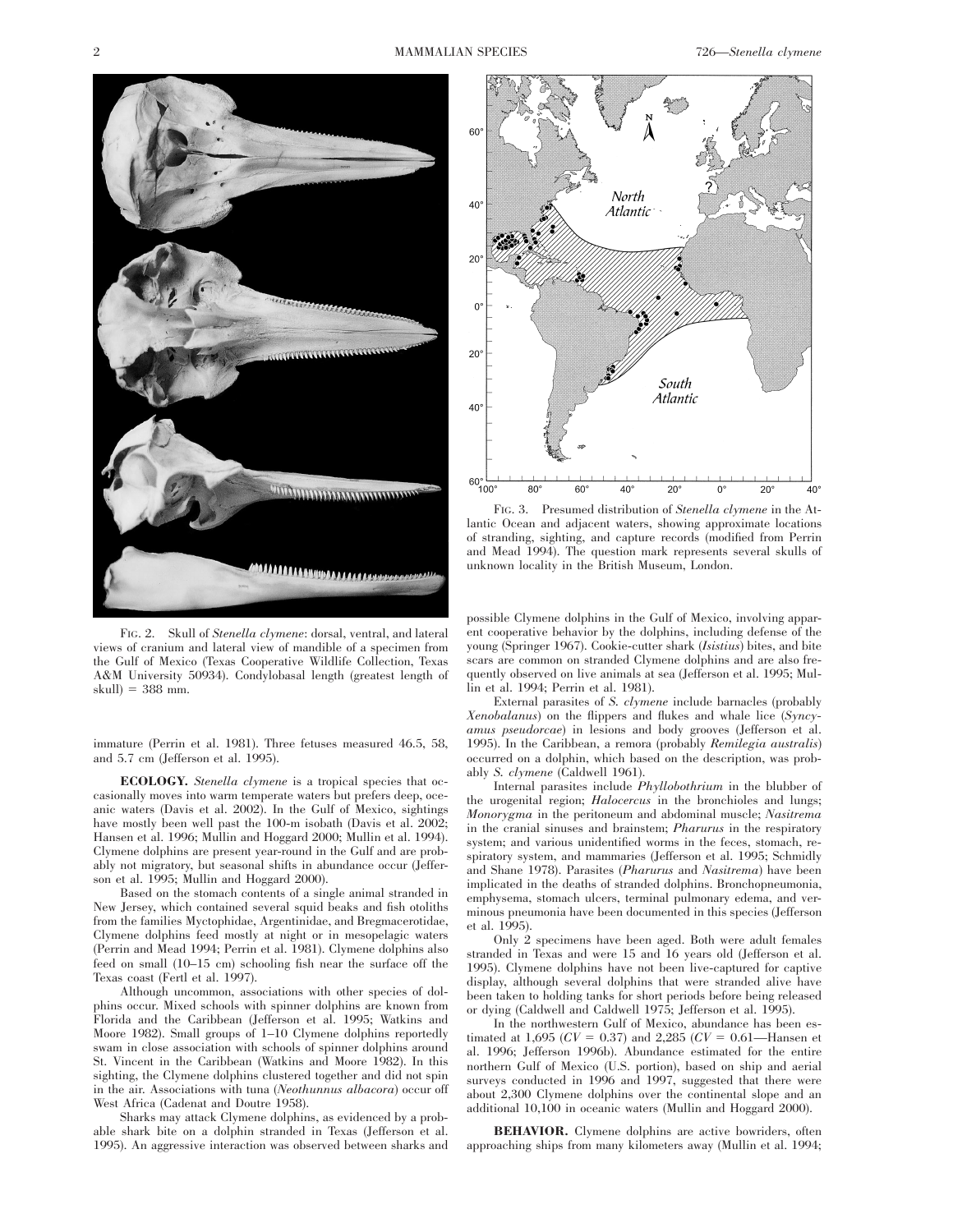FIG. 2. Skull of *Stenella clymene*: dorsal, ventral, and lateral views of cranium and lateral view of mandible of a specimen from the Gulf of Mexico (Texas Cooperative Wildlife Collection, Texas A&M University 50934). Condylobasal length (greatest length of skull) = 388 mm.

FIG. 3. Presumed distribution of *Stenella clymene* in the Atlantic Ocean and adjacent waters, showing approximate locations of stranding, sighting, and capture records (modified from Perrin and Mead 1994). The question mark represents several skulls of unknown locality in the British Museum, London.

immature (Perrin et al. 1981). Three fetuses measured 46.5, 58, and 5.7 cm (Jefferson et al. 1995).

**ECOLOGY.** *Stenella clymene* is a tropical species that occasionally moves into warm temperate waters but prefers deep, oceanic waters (Davis et al. 2002). In the Gulf of Mexico, sightings have mostly been well past the 100-m isobath (Davis et al. 2002; Hansen et al. 1996; Mullin and Hoggard 2000; Mullin et al. 1994). Clymene dolphins are present year-round in the Gulf and are probably not migratory, but seasonal shifts in abundance occur (Jefferson et al. 1995; Mullin and Hoggard 2000).

Based on the stomach contents of a single animal stranded in New Jersey, which contained several squid beaks and fish otoliths from the families Myctophidae, Argentinidae, and Bregmacerotidae, Clymene dolphins feed mostly at night or in mesopelagic waters (Perrin and Mead 1994; Perrin et al. 1981). Clymene dolphins also feed on small (10–15 cm) schooling fish near the surface off the Texas coast (Fertl et al. 1997).

Although uncommon, associations with other species of dolphins occur. Mixed schools with spinner dolphins are known from Florida and the Caribbean (Jefferson et al. 1995; Watkins and Moore 1982). Small groups of 1–10 Clymene dolphins reportedly swam in close association with schools of spinner dolphins around St. Vincent in the Caribbean (Watkins and Moore 1982). In this sighting, the Clymene dolphins clustered together and did not spin in the air. Associations with tuna (*Neothunnus albacora*) occur off West Africa (Cadenat and Doutre 1958).

Sharks may attack Clymene dolphins, as evidenced by a probable shark bite on a dolphin stranded in Texas (Jefferson et al. 1995). An aggressive interaction was observed between sharks and possible Clymene dolphins in the Gulf of Mexico, involving apparent cooperative behavior by the dolphins, including defense of the young (Springer 1967). Cookie-cutter shark (*Isistius*) bites, and bite scars are common on stranded Clymene dolphins and are also frequently observed on live animals at sea (Jefferson et al. 1995; Mullin et al. 1994; Perrin et al. 1981).

External parasites of *S. clymene* include barnacles (probably *Xenobalanus*) on the flippers and flukes and whale lice (*Syncyamus pseudorcae*) in lesions and body grooves (Jefferson et al. 1995). In the Caribbean, a remora (probably *Remilegia australis*) occurred on a dolphin, which based on the description, was probably *S. clymene* (Caldwell 1961).

Internal parasites include *Phyllobothrium* in the blubber of the urogenital region; *Halocercus* in the bronchioles and lungs; *Monorygma* in the peritoneum and abdominal muscle; *Nasitrema* in the cranial sinuses and brainstem; *Pharurus* in the respiratory system; and various unidentified worms in the feces, stomach, respiratory system, and mammaries (Jefferson et al. 1995; Schmidly and Shane 1978). Parasites (*Pharurus* and *Nasitrema*) have been implicated in the deaths of stranded dolphins. Bronchopneumonia, emphysema, stomach ulcers, terminal pulmonary edema, and verminous pneumonia have been documented in this species (Jefferson et al. 1995).

Only 2 specimens have been aged. Both were adult females stranded in Texas and were 15 and 16 years old (Jefferson et al. 1995). Clymene dolphins have not been live-captured for captive display, although several dolphins that were stranded alive have been taken to holding tanks for short periods before being released or dying (Caldwell and Caldwell 1975; Jefferson et al. 1995).

In the northwestern Gulf of Mexico, abundance has been estimated at 1,695 ($CV = 0.37$) and 2,285 ($CV = 0.61$—Hansen et al. 1996; Jefferson 1996b). Abundance estimated for the entire northern Gulf of Mexico (U.S. portion), based on ship and aerial surveys conducted in 1996 and 1997, suggested that there were about 2,300 Clymene dolphins over the continental slope and an additional 10,100 in oceanic waters (Mullin and Hoggard 2000).

**BEHAVIOR.** Clymene dolphins are active bowriders, often approaching ships from many kilometers away (Mullin et al. 1994;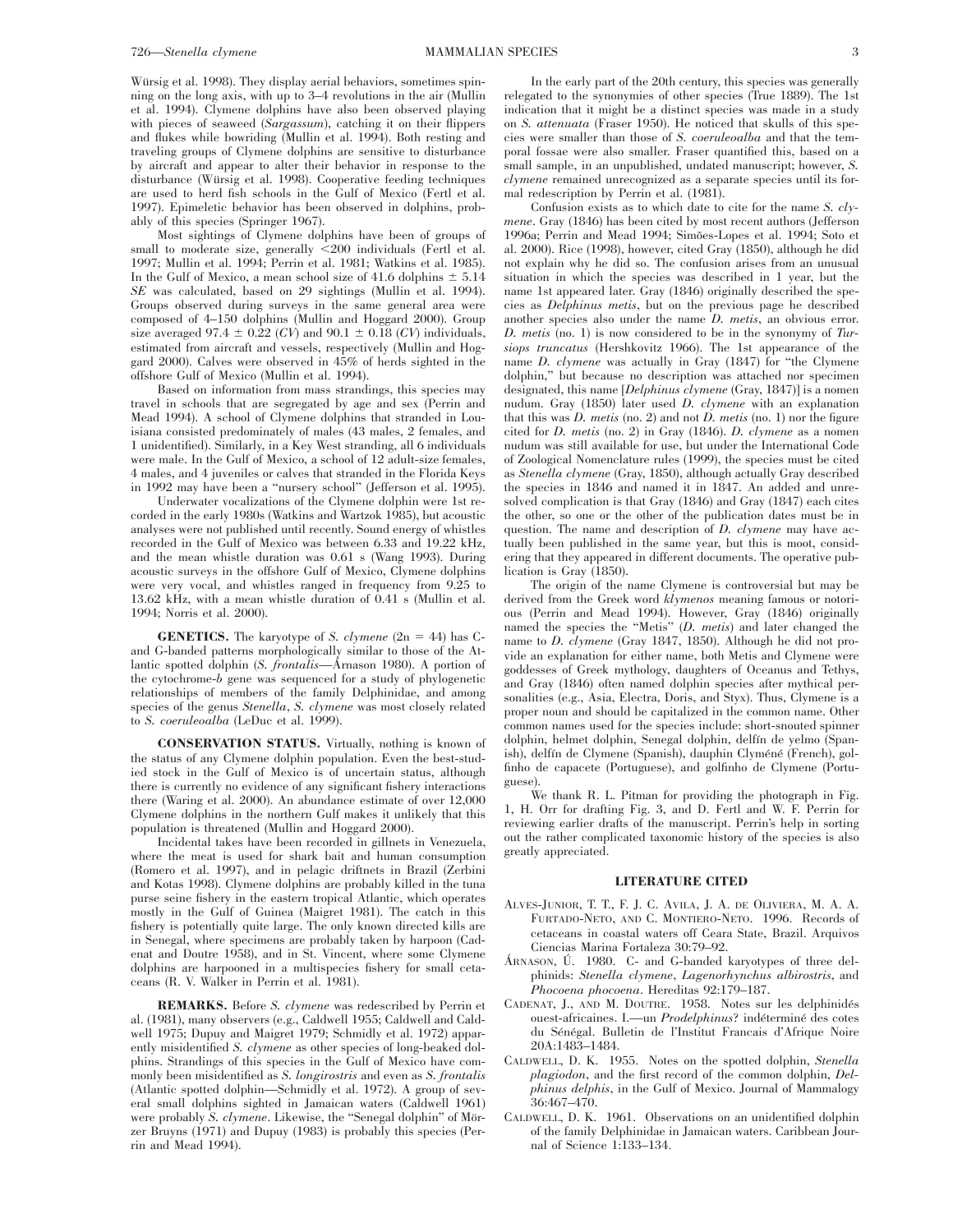Würsig et al. 1998). They display aerial behaviors, sometimes spinning on the long axis, with up to 3–4 revolutions in the air (Mullin et al. 1994). Clymene dolphins have also been observed playing with pieces of seaweed (*Sargassum*), catching it on their flippers and flukes while bowriding (Mullin et al. 1994). Both resting and traveling groups of Clymene dolphins are sensitive to disturbance by aircraft and appear to alter their behavior in response to the disturbance (Würsig et al. 1998). Cooperative feeding techniques are used to herd fish schools in the Gulf of Mexico (Fertl et al. 1997). Epimeletic behavior has been observed in dolphins, probably of this species (Springer 1967).

Most sightings of Clymene dolphins have been of groups of small to moderate size, generally <200 individuals (Fertl et al. 1997; Mullin et al. 1994; Perrin et al. 1981; Watkins et al. 1985). In the Gulf of Mexico, a mean school size of 41.6 dolphins ± 5.14 *SE* was calculated, based on 29 sightings (Mullin et al. 1994). Groups observed during surveys in the same general area were composed of 4–150 dolphins (Mullin and Hoggard 2000). Group size averaged 97.4 ± 0.22 (*CV*) and 90.1 ± 0.18 (*CV*) individuals, estimated from aircraft and vessels, respectively (Mullin and Hoggard 2000). Calves were observed in 45% of herds sighted in the offshore Gulf of Mexico (Mullin et al. 1994).

Based on information from mass strandings, this species may travel in schools that are segregated by age and sex (Perrin and Mead 1994). A school of Clymene dolphins that stranded in Louisiana consisted predominately of males (43 males, 2 females, and 1 unidentified). Similarly, in a Key West stranding, all 6 individuals were male. In the Gulf of Mexico, a school of 12 adult-size females, 4 males, and 4 juveniles or calves that stranded in the Florida Keys in 1992 may have been a "nursery school" (Jefferson et al. 1995).

Underwater vocalizations of the Clymene dolphin were 1st recorded in the early 1980s (Watkins and Wartzok 1985), but acoustic analyses were not published until recently. Sound energy of whistles recorded in the Gulf of Mexico was between 6.33 and 19.22 kHz, and the mean whistle duration was 0.61 s (Wang 1993). During acoustic surveys in the offshore Gulf of Mexico, Clymene dolphins were very vocal, and whistles ranged in frequency from 9.25 to 13.62 kHz, with a mean whistle duration of 0.41 s (Mullin et al. 1994; Norris et al. 2000).

**GENETICS.** The karyotype of *S. clymene* ($2n = 44$) has C- and G-banded patterns morphologically similar to those of the Atlantic spotted dolphin (*S. frontalis*—Árnason 1980). A portion of the cytochrome-*b* gene was sequenced for a study of phylogenetic relationships of members of the family Delphinidae, and among species of the genus *Stenella*, *S. clymene* was most closely related to *S. coeruleoalba* (LeDuc et al. 1999).

**CONSERVATION STATUS.** Virtually, nothing is known of the status of any Clymene dolphin population. Even the best-studied stock in the Gulf of Mexico is of uncertain status, although there is currently no evidence of any significant fishery interactions there (Waring et al. 2000). An abundance estimate of over 12,000 Clymene dolphins in the northern Gulf makes it unlikely that this population is threatened (Mullin and Hoggard 2000).

Incidental takes have been recorded in gillnets in Venezuela, where the meat is used for shark bait and human consumption (Romero et al. 1997), and in pelagic driftnets in Brazil (Zerbini and Kotas 1998). Clymene dolphins are probably killed in the tuna purse seine fishery in the eastern tropical Atlantic, which operates mostly in the Gulf of Guinea (Maigret 1981). The catch in this fishery is potentially quite large. The only known directed kills are in Senegal, where specimens are probably taken by harpoon (Cadenat and Doutre 1958), and in St. Vincent, where some Clymene dolphins are harpooned in a multispecies fishery for small cetaceans (R. V. Walker in Perrin et al. 1981).

**REMARKS.** Before *S. clymene* was redescribed by Perrin et al. (1981), many observers (e.g., Caldwell 1955; Caldwell and Caldwell 1975; Dupuy and Maigret 1979; Schmidly et al. 1972) apparently misidentified *S. clymene* as other species of long-beaked dolphins. Strandings of this species in the Gulf of Mexico have commonly been misidentified as *S. longirostris* and even as *S. frontalis* (Atlantic spotted dolphin—Schmidly et al. 1972). A group of several small dolphins sighted in Jamaican waters (Caldwell 1961) were probably *S. clymene*. Likewise, the "Senegal dolphin" of Mörzer Bruyns (1971) and Dupuy (1983) is probably this species (Perrin and Mead 1994).

In the early part of the 20th century, this species was generally relegated to the synonymies of other species (True 1889). The 1st indication that it might be a distinct species was made in a study on *S. attenuata* (Fraser 1950). He noticed that skulls of this species were smaller than those of *S. coeruleoalba* and that the temporal fossae were also smaller. Fraser quantified this, based on a small sample, in an unpublished, undated manuscript; however, *S. clymene* remained unrecognized as a separate species until its formal redescription by Perrin et al. (1981).

Confusion exists as to which date to cite for the name *S. clymene*. Gray (1846) has been cited by most recent authors (Jefferson 1996a; Perrin and Mead 1994; Simões-Lopes et al. 1994; Soto et al. 2000). Rice (1998), however, cited Gray (1850), although he did not explain why he did so. The confusion arises from an unusual situation in which the species was described in 1 year, but the name 1st appeared later. Gray (1846) originally described the species as *Delphinus metis*, but on the previous page he described another species also under the name *D. metis*, an obvious error. *D. metis* (no. 1) is now considered to be in the synonymy of *Tursiops truncatus* (Hershkovitz 1966). The 1st appearance of the name *D. clymene* was actually in Gray (1847) for "the Clymene dolphin," but because no description was attached nor specimen designated, this name [*Delphinus clymene* (Gray, 1847)] is a nomen nudum. Gray (1850) later used *D. clymene* with an explanation that this was *D. metis* (no. 2) and not *D. metis* (no. 1) nor the figure cited for *D. metis* (no. 2) in Gray (1846). *D. clymene* as a nomen nudum was still available for use, but under the International Code of Zoological Nomenclature rules (1999), the species must be cited as *Stenella clymene* (Gray, 1850), although actually Gray described the species in 1846 and named it in 1847. An added and unresolved complication is that Gray (1846) and Gray (1847) each cites the other, so one or the other of the publication dates must be in question. The name and description of *D. clymene* may have actually been published in the same year, but this is moot, considering that they appeared in different documents. The operative publication is Gray (1850).

The origin of the name Clymene is controversial but may be derived from the Greek word *klymenos* meaning famous or notorious (Perrin and Mead 1994). However, Gray (1846) originally named the species the "Metis" (*D. metis*) and later changed the name to *D. clymene* (Gray 1847, 1850). Although he did not provide an explanation for either name, both Metis and Clymene were goddesses of Greek mythology, daughters of Oceanus and Tethys, and Gray (1846) often named dolphin species after mythical personalities (e.g., Asia, Electra, Doris, and Styx). Thus, Clymene is a proper noun and should be capitalized in the common name. Other common names used for the species include: short-snouted spinner dolphin, helmet dolphin, Senegal dolphin, delfín de yelmo (Spanish), delfín de Clymene (Spanish), dauphin Clyméné (French), golfinho de capacete (Portuguese), and golfinho de Clymene (Portuguese).

We thank R. L. Pitman for providing the photograph in Fig. 1, H. Orr for drafting Fig. 3, and D. Fertl and W. F. Perrin for reviewing earlier drafts of the manuscript. Perrin's help in sorting out the rather complicated taxonomic history of the species is also greatly appreciated.

## LITERATURE CITED

Alves-Junior, T. T., F. J. C. Avila, J. A. de Oliviera, M. A. A. Furtado-Neto, and C. Montiero-Neto. 1996. Records of cetaceans in coastal waters off Ceara State, Brazil. Arquivos Ciencias Marina Fortaleza 30:79–92.

Árnason, Ú. 1980. C- and G-banded karyotypes of three delphinids: *Stenella clymene*, *Lagenorhynchus albirostris*, and *Phocoena phocoena*. Hereditas 92:179–187.

Cadenat, J., and M. Doutre. 1958. Notes sur les delphinidés ouest-africaines. I.—un *Prodelphinus*? indéterminé des cotes du Sénégal. Bulletin de l'Institut Francais d'Afrique Noire 20A:1483–1484.

Caldwell, D. K. 1955. Notes on the spotted dolphin, *Stenella plagiodon*, and the first record of the common dolphin, *Delphinus delphis*, in the Gulf of Mexico. Journal of Mammalogy 36:467–470.

Caldwell, D. K. 1961. Observations on an unidentified dolphin of the family Delphinidae in Jamaican waters. Caribbean Journal of Science 1:133–134.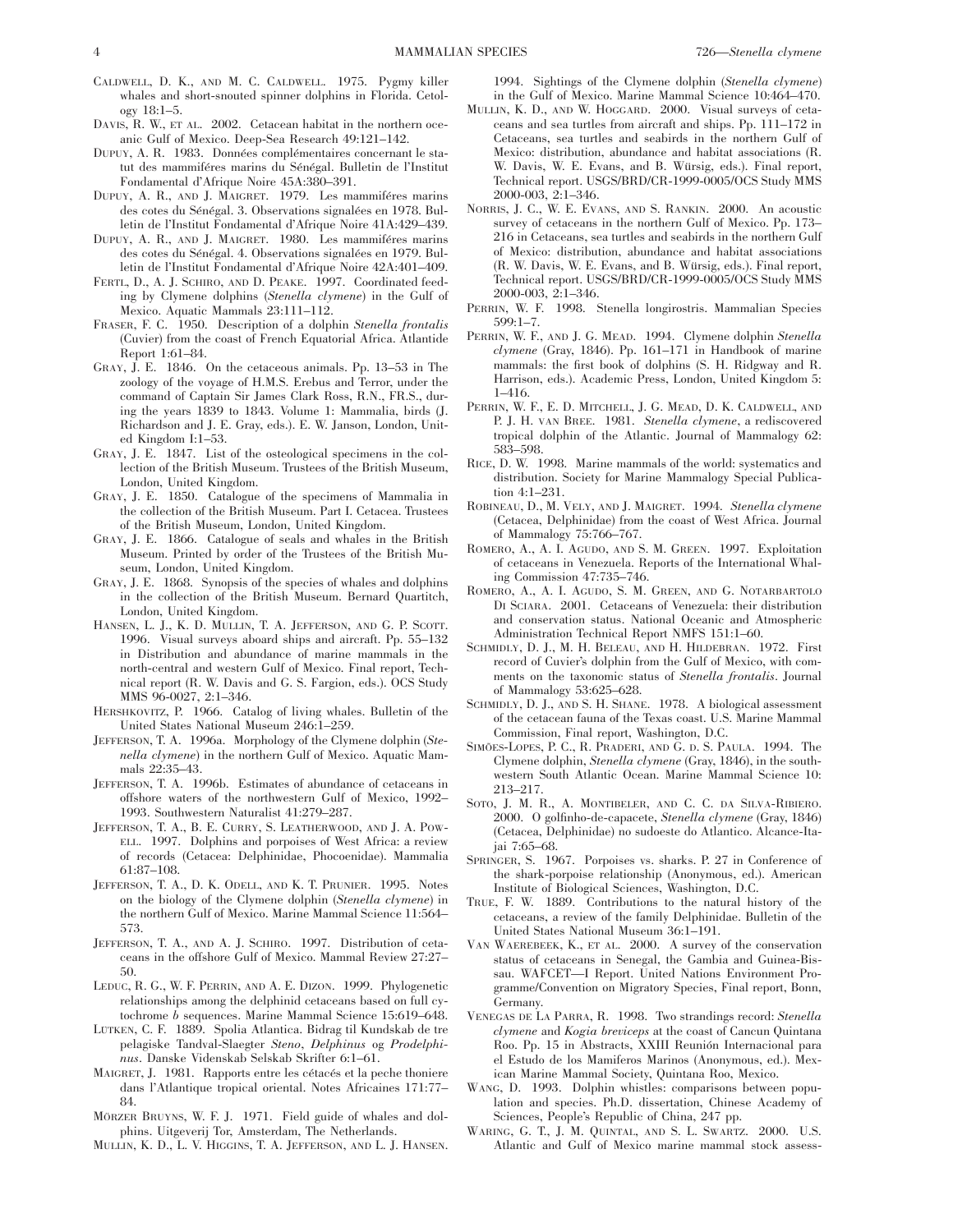Caldwell, D. K., and M. C. Caldwell. 1975. Pygmy killer whales and short-snouted spinner dolphins in Florida. Cetology 18:1–5.

Davis, R. W., et al. 2002. Cetacean habitat in the northern oceanic Gulf of Mexico. Deep-Sea Research 49:121–142.

Dupuy, A. R. 1983. Données complémentaires concernant le statut des mammiféres marins du Sénégal. Bulletin de l'Institut Fondamental d'Afrique Noire 45A:380–391.

Dupuy, A. R., and J. Maigret. 1979. Les mammiféres marins des cotes du Sénégal. 3. Observations signalées en 1978. Bulletin de l'Institut Fondamental d'Afrique Noire 41A:429–439.

Dupuy, A. R., and J. Maigret. 1980. Les mammiféres marins des cotes du Sénégal. 4. Observations signalées en 1979. Bulletin de l'Institut Fondamental d'Afrique Noire 42A:401–409.

Fertl, D., A. J. Schiro, and D. Peake. 1997. Coordinated feeding by Clymene dolphins (*Stenella clymene*) in the Gulf of Mexico. Aquatic Mammals 23:111–112.

Fraser, F. C. 1950. Description of a dolphin *Stenella frontalis* (Cuvier) from the coast of French Equatorial Africa. Atlantide Report 1:61–84.

Gray, J. E. 1846. On the cetaceous animals. Pp. 13–53 in The zoology of the voyage of H.M.S. Erebus and Terror, under the command of Captain Sir James Clark Ross, R.N., FR.S., during the years 1839 to 1843. Volume 1: Mammalia, birds (J. Richardson and J. E. Gray, eds.). E. W. Janson, London, United Kingdom I:1–53.

Gray, J. E. 1847. List of the osteological specimens in the collection of the British Museum. Trustees of the British Museum, London, United Kingdom.

Gray, J. E. 1850. Catalogue of the specimens of Mammalia in the collection of the British Museum. Part I. Cetacea. Trustees of the British Museum, London, United Kingdom.

Gray, J. E. 1866. Catalogue of seals and whales in the British Museum. Printed by order of the Trustees of the British Museum, London, United Kingdom.

Gray, J. E. 1868. Synopsis of the species of whales and dolphins in the collection of the British Museum. Bernard Quartitch, London, United Kingdom.

Hansen, L. J., K. D. Mullin, T. A. Jefferson, and G. P. Scott. 1996. Visual surveys aboard ships and aircraft. Pp. 55–132 in Distribution and abundance of marine mammals in the north-central and western Gulf of Mexico. Final report, Technical report (R. W. Davis and G. S. Fargion, eds.). OCS Study MMS 96-0027, 2:1–346.

Hershkovitz, P. 1966. Catalog of living whales. Bulletin of the United States National Museum 246:1–259.

Jefferson, T. A. 1996a. Morphology of the Clymene dolphin (*Stenella clymene*) in the northern Gulf of Mexico. Aquatic Mammals 22:35–43.

Jefferson, T. A. 1996b. Estimates of abundance of cetaceans in offshore waters of the northwestern Gulf of Mexico, 1992–1993. Southwestern Naturalist 41:279–287.

Jefferson, T. A., B. E. Curry, S. Leatherwood, and J. A. Powell. 1997. Dolphins and porpoises of West Africa: a review of records (Cetacea: Delphinidae, Phocoenidae). Mammalia 61:87–108.

Jefferson, T. A., D. K. Odell, and K. T. Prunier. 1995. Notes on the biology of the Clymene dolphin (*Stenella clymene*) in the northern Gulf of Mexico. Marine Mammal Science 11:564–573.

Jefferson, T. A., and A. J. Schiro. 1997. Distribution of cetaceans in the offshore Gulf of Mexico. Mammal Review 27:27–50.

Leduc, R. G., W. F. Perrin, and A. E. Dizon. 1999. Phylogenetic relationships among the delphinid cetaceans based on full cytochrome *b* sequences. Marine Mammal Science 15:619–648.

Lutken, C. F. 1889. Spolia Atlantica. Bidrag til Kundskab de tre pelagiske Tandval-Slaegter *Steno*, *Delphinus* og *Prodelphinus*. Danske Videnskab Selskab Skrifter 6:1–61.

Maigret, J. 1981. Rapports entre les cétacés et la peche thoniere dans l'Atlantique tropical oriental. Notes Africaines 171:77–84.

Mörzer Bruyns, W. F. J. 1971. Field guide of whales and dolphins. Uitgeverij Tor, Amsterdam, The Netherlands.

Mullin, K. D., L. V. Higgins, T. A. Jefferson, and L. J. Hansen. 1994. Sightings of the Clymene dolphin (*Stenella clymene*) in the Gulf of Mexico. Marine Mammal Science 10:464–470.

Mullin, K. D., and W. Hoggard. 2000. Visual surveys of cetaceans and sea turtles from aircraft and ships. Pp. 111–172 in Cetaceans, sea turtles and seabirds in the northern Gulf of Mexico: distribution, abundance and habitat associations (R. W. Davis, W. E. Evans, and B. Würsig, eds.). Final report, Technical report. USGS/BRD/CR-1999-0005/OCS Study MMS 2000-003, 2:1–346.

Norris, J. C., W. E. Evans, and S. Rankin. 2000. An acoustic survey of cetaceans in the northern Gulf of Mexico. Pp. 173–216 in Cetaceans, sea turtles and seabirds in the northern Gulf of Mexico: distribution, abundance and habitat associations (R. W. Davis, W. E. Evans, and B. Würsig, eds.). Final report, Technical report. USGS/BRD/CR-1999-0005/OCS Study MMS 2000-003, 2:1–346.

Perrin, W. F. 1998. Stenella longirostris. Mammalian Species 599:1–7.

Perrin, W. F., and J. G. Mead. 1994. Clymene dolphin *Stenella clymene* (Gray, 1846). Pp. 161–171 in Handbook of marine mammals: the first book of dolphins (S. H. Ridgway and R. Harrison, eds.). Academic Press, London, United Kingdom 5: 1–416.

Perrin, W. F., E. D. Mitchell, J. G. Mead, D. K. Caldwell, and P. J. H. van Bree. 1981. *Stenella clymene*, a rediscovered tropical dolphin of the Atlantic. Journal of Mammalogy 62: 583–598.

Rice, D. W. 1998. Marine mammals of the world: systematics and distribution. Society for Marine Mammalogy Special Publication 4:1–231.

Robineau, D., M. Vely, and J. Maigret. 1994. *Stenella clymene* (Cetacea, Delphinidae) from the coast of West Africa. Journal of Mammalogy 75:766–767.

Romero, A., A. I. Agudo, and S. M. Green. 1997. Exploitation of cetaceans in Venezuela. Reports of the International Whaling Commission 47:735–746.

Romero, A., A. I. Agudo, S. M. Green, and G. Notarbartolo Di Sciara. 2001. Cetaceans of Venezuela: their distribution and conservation status. National Oceanic and Atmospheric Administration Technical Report NMFS 151:1–60.

Schmidly, D. J., M. H. Beleau, and H. Hildebran. 1972. First record of Cuvier's dolphin from the Gulf of Mexico, with comments on the taxonomic status of *Stenella frontalis*. Journal of Mammalogy 53:625–628.

Schmidly, D. J., and S. H. Shane. 1978. A biological assessment of the cetacean fauna of the Texas coast. U.S. Marine Mammal Commission, Final report, Washington, D.C.

Simões-Lopes, P. C., R. Praderi, and G. d. S. Paula. 1994. The Clymene dolphin, *Stenella clymene* (Gray, 1846), in the southwestern South Atlantic Ocean. Marine Mammal Science 10: 213–217.

Soto, J. M. R., A. Montibeler, and C. C. da Silva-Ribiero. 2000. O golfinho-de-capacete, *Stenella clymene* (Gray, 1846) (Cetacea, Delphinidae) no sudoeste do Atlantico. Alcance-Itajai 7:65–68.

Springer, S. 1967. Porpoises vs. sharks. P. 27 in Conference of the shark-porpoise relationship (Anonymous, ed.). American Institute of Biological Sciences, Washington, D.C.

True, F. W. 1889. Contributions to the natural history of the cetaceans, a review of the family Delphinidae. Bulletin of the United States National Museum 36:1–191.

Van Waerebeek, K., et al. 2000. A survey of the conservation status of cetaceans in Senegal, the Gambia and Guinea-Bissau. WAFCET—I Report. United Nations Environment Programme/Convention on Migratory Species, Final report, Bonn, Germany.

Venegas de la Parra, R. 1998. Two strandings record: *Stenella clymene* and *Kogia breviceps* at the coast of Cancun Quintana Roo. Pp. 15 in Abstracts, XXIII Reunión Internacional para el Estudo de los Mamiferos Marinos (Anonymous, ed.). Mexican Marine Mammal Society, Quintana Roo, Mexico.

Wang, D. 1993. Dolphin whistles: comparisons between population and species. Ph.D. dissertation, Chinese Academy of Sciences, People's Republic of China, 247 pp.

Waring, G. T., J. M. Quintal, and S. L. Swartz. 2000. U.S. Atlantic and Gulf of Mexico marine mammal stock assess-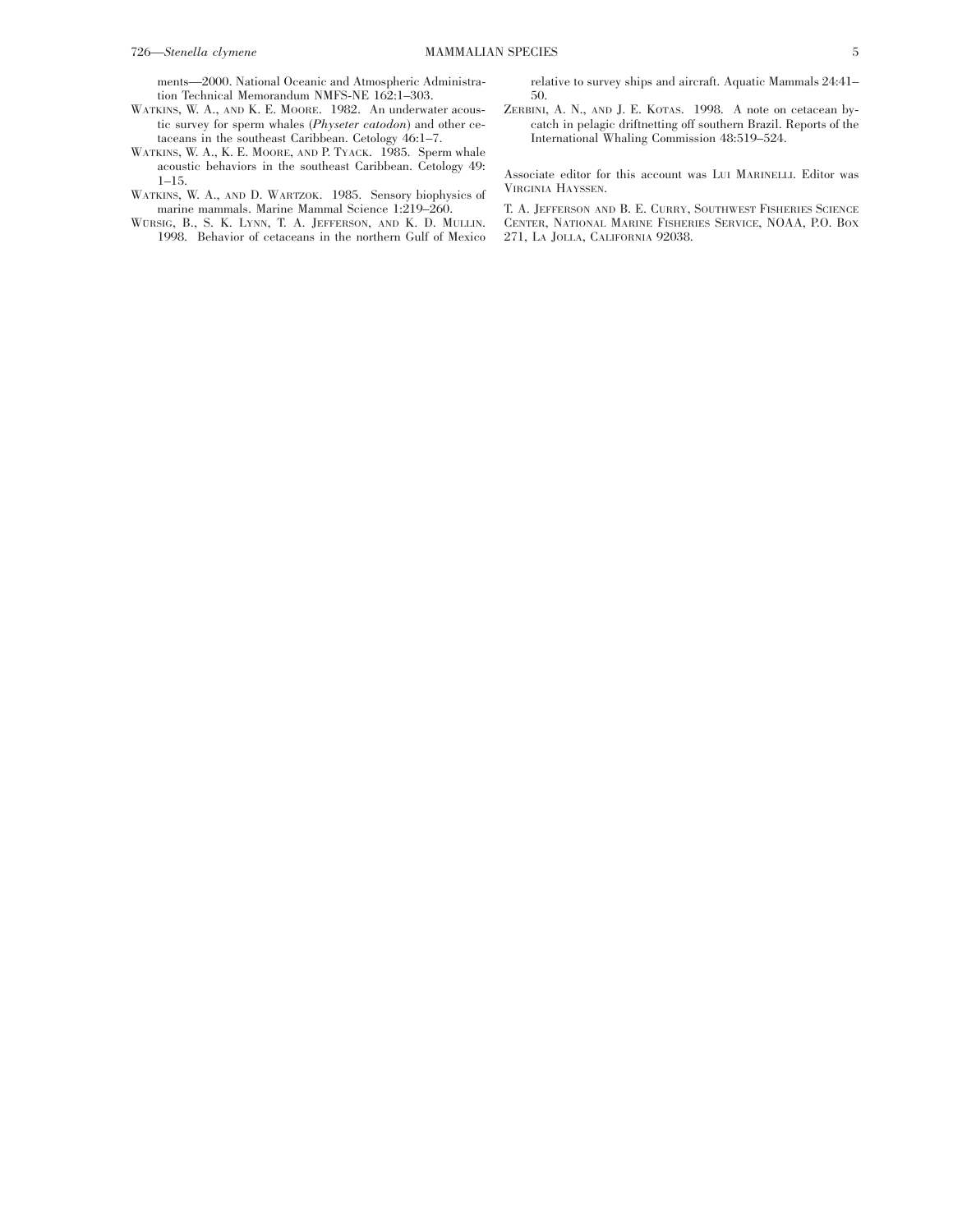ments—2000. National Oceanic and Atmospheric Administration Technical Memorandum NMFS-NE 162:1–303.

WATKINS, W. A., AND K. E. MOORE. 1982. An underwater acoustic survey for sperm whales (*Physeter catodon*) and other cetaceans in the southeast Caribbean. Cetology 46:1–7.

WATKINS, W. A., K. E. MOORE, AND P. TYACK. 1985. Sperm whale acoustic behaviors in the southeast Caribbean. Cetology 49: 1–15.

WATKINS, W. A., AND D. WARTZOK. 1985. Sensory biophysics of marine mammals. Marine Mammal Science 1:219–260.

WÜRSIG, B., S. K. LYNN, T. A. JEFFERSON, AND K. D. MULLIN. 1998. Behavior of cetaceans in the northern Gulf of Mexico relative to survey ships and aircraft. Aquatic Mammals 24:41–50.

ZERBINI, A. N., AND J. E. KOTAS. 1998. A note on cetacean bycatch in pelagic driftnetting off southern Brazil. Reports of the International Whaling Commission 48:519–524.

Associate editor for this account was LUI MARINELLI. Editor was VIRGINIA HAYSSEN.

T. A. JEFFERSON AND B. E. CURRY, SOUTHWEST FISHERIES SCIENCE CENTER, NATIONAL MARINE FISHERIES SERVICE, NOAA, P.O. BOX 271, LA JOLLA, CALIFORNIA 92038.